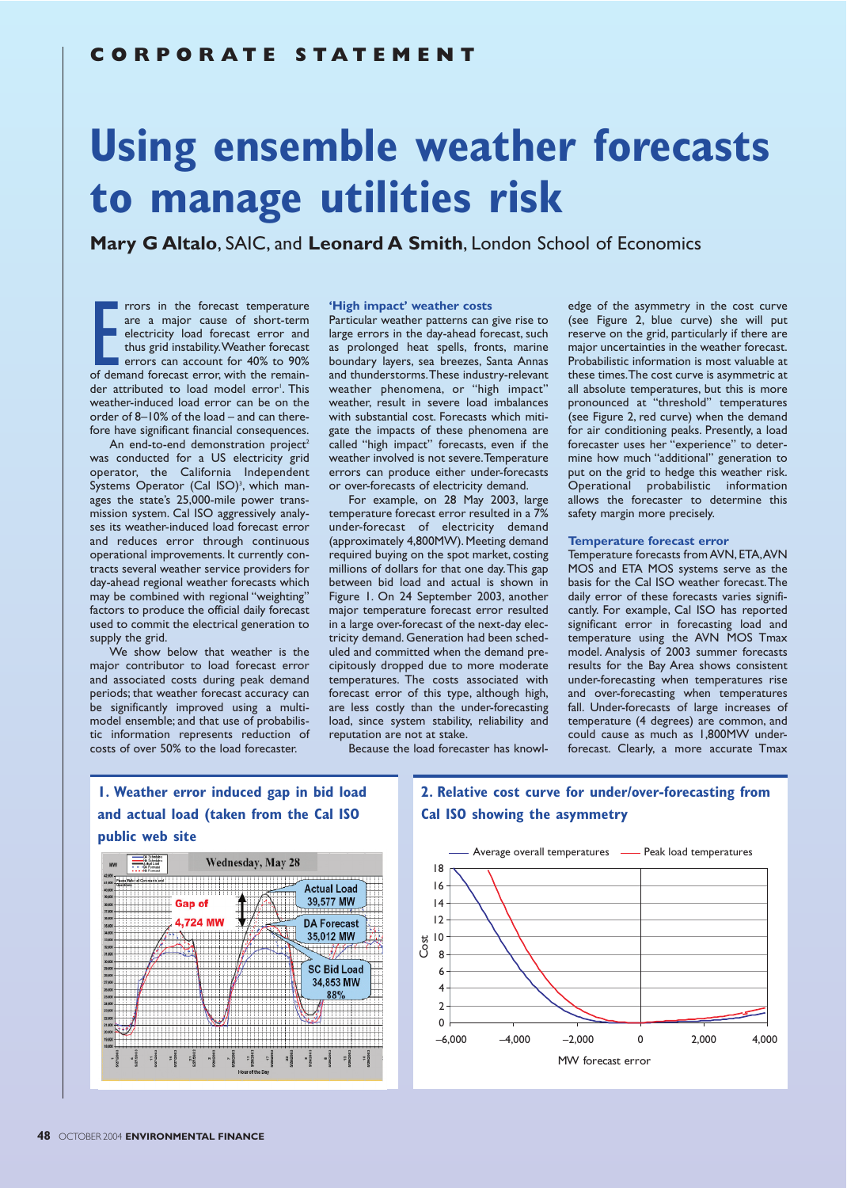CORPORATE STATEMENT

# Using ensemble weather forecasts to manage utilities risk

**Mary G Altalo**, SAIC, and **Leonard A Smith**, London School of Economics

Errors in the forecast temperature are a major cause of short-term electricity load forecast error and thus grid instability. Weather forecast errors can account for 40% to 90% of demand forecast error, with the remainder attributed to load model error[1]. This weather-induced load error can be on the order of 8–10% of the load – and can therefore have significant financial consequences.

An end-to-end demonstration project[2] was conducted for a US electricity grid operator, the California Independent Systems Operator (Cal ISO)[3], which manages the state's 25,000-mile power transmission system. Cal ISO aggressively analyses its weather-induced load forecast error and reduces error through continuous operational improvements. It currently contracts several weather service providers for day-ahead regional weather forecasts which may be combined with regional "weighting" factors to produce the official daily forecast used to commit the electrical generation to supply the grid.

We show below that weather is the major contributor to load forecast error and associated costs during peak demand periods; that weather forecast accuracy can be significantly improved using a multi-model ensemble; and that use of probabilistic information represents reduction of costs of over 50% to the load forecaster.

## 'High impact' weather costs

Particular weather patterns can give rise to large errors in the day-ahead forecast, such as prolonged heat spells, fronts, marine boundary layers, sea breezes, Santa Annas and thunderstorms. These industry-relevant weather phenomena, or "high impact" weather, result in severe load imbalances with substantial cost. Forecasts which mitigate the impacts of these phenomena are called "high impact" forecasts, even if the weather involved is not severe. Temperature errors can produce either under-forecasts or over-forecasts of electricity demand.

For example, on 28 May 2003, large temperature forecast error resulted in a 7% under-forecast of electricity demand (approximately 4,800MW). Meeting demand required buying on the spot market, costing millions of dollars for that one day. This gap between bid load and actual is shown in Figure 1. On 24 September 2003, another major temperature forecast error resulted in a large over-forecast of the next-day electricity demand. Generation had been scheduled and committed when the demand precipitously dropped due to more moderate temperatures. The costs associated with forecast error of this type, although high, are less costly than the under-forecasting load, since system stability, reliability and reputation are not at stake.

Because the load forecaster has knowledge of the asymmetry in the cost curve (see Figure 2, blue curve) she will put reserve on the grid, particularly if there are major uncertainties in the weather forecast. Probabilistic information is most valuable at these times. The cost curve is asymmetric at all absolute temperatures, but this is more pronounced at "threshold" temperatures (see Figure 2, red curve) when the demand for air conditioning peaks. Presently, a load forecaster uses her "experience" to determine how much "additional" generation to put on the grid to hedge this weather risk. Operational probabilistic information allows the forecaster to determine this safety margin more precisely.

## Temperature forecast error

Temperature forecasts from AVN, ETA, AVN MOS and ETA MOS systems serve as the basis for the Cal ISO weather forecast. The daily error of these forecasts varies significantly. For example, Cal ISO has reported significant error in forecasting load and temperature using the AVN MOS Tmax model. Analysis of 2003 summer forecasts results for the Bay Area shows consistent under-forecasting when temperatures rise and over-forecasting when temperatures fall. Under-forecasts of large increases of temperature (4 degrees) are common, and could cause as much as 1,800MW under-forecast. Clearly, a more accurate Tmax

**1. Weather error induced gap in bid load and actual load (taken from the Cal ISO public web site**

**2. Relative cost curve for under/over-forecasting from Cal ISO showing the asymmetry**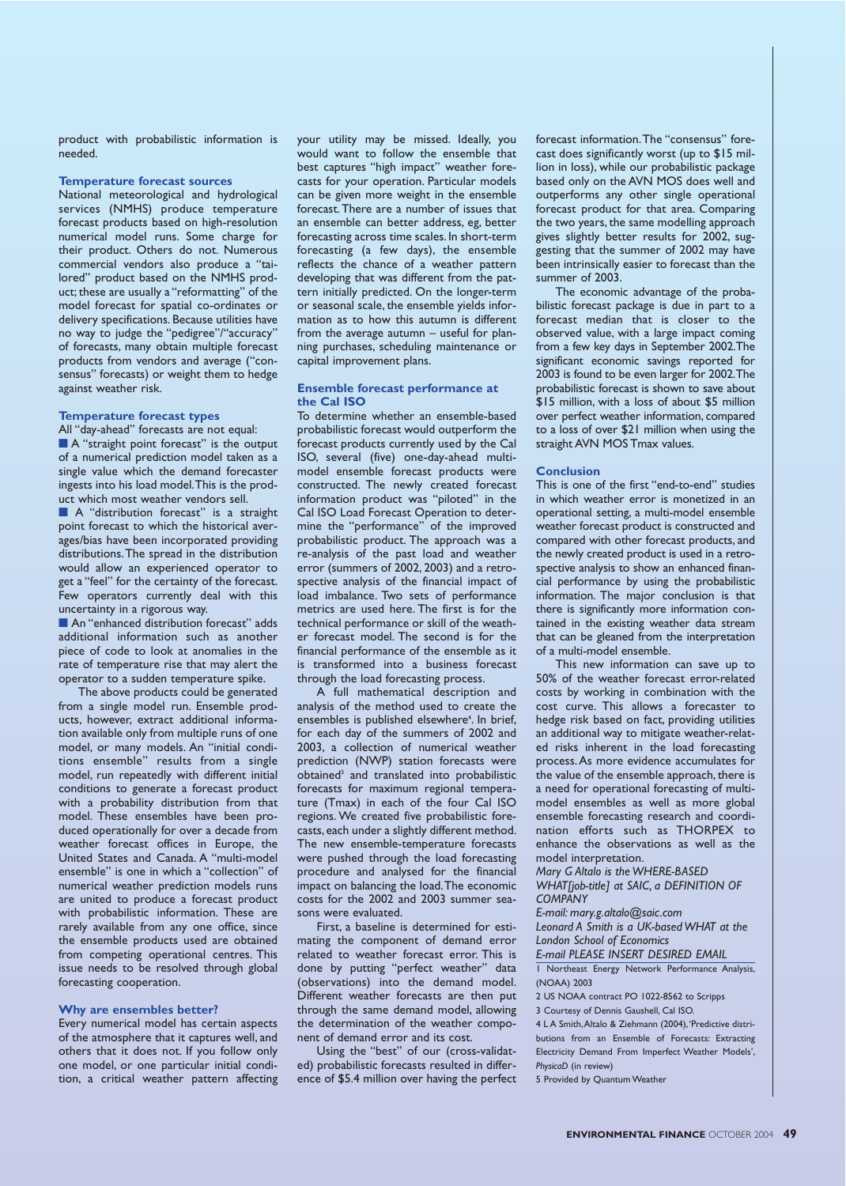product with probabilistic information is needed.

### Temperature forecast sources

National meteorological and hydrological services (NMHS) produce temperature forecast products based on high-resolution numerical model runs. Some charge for their product. Others do not. Numerous commercial vendors also produce a "tailored" product based on the NMHS product; these are usually a "reformatting" of the model forecast for spatial co-ordinates or delivery specifications. Because utilities have no way to judge the "pedigree"/"accuracy" of forecasts, many obtain multiple forecast products from vendors and average ("consensus" forecasts) or weight them to hedge against weather risk.

### Temperature forecast types

All "day-ahead" forecasts are not equal:

- A "straight point forecast" is the output of a numerical prediction model taken as a single value which the demand forecaster ingests into his load model. This is the product which most weather vendors sell.
- A "distribution forecast" is a straight point forecast to which the historical averages/bias have been incorporated providing distributions. The spread in the distribution would allow an experienced operator to get a "feel" for the certainty of the forecast. Few operators currently deal with this uncertainty in a rigorous way.
- An "enhanced distribution forecast" adds additional information such as another piece of code to look at anomalies in the rate of temperature rise that may alert the operator to a sudden temperature spike.

The above products could be generated from a single model run. Ensemble products, however, extract additional information available only from multiple runs of one model, or many models. An "initial conditions ensemble" results from a single model, run repeatedly with different initial conditions to generate a forecast product with a probability distribution from that model. These ensembles have been produced operationally for over a decade from weather forecast offices in Europe, the United States and Canada. A "multi-model ensemble" is one in which a "collection" of numerical weather prediction models runs are united to produce a forecast product with probabilistic information. These are rarely available from any one office, since the ensemble products used are obtained from competing operational centres. This issue needs to be resolved through global forecasting cooperation.

### Why are ensembles better?

Every numerical model has certain aspects of the atmosphere that it captures well, and others that it does not. If you follow only one model, or one particular initial condition, a critical weather pattern affecting your utility may be missed. Ideally, you would want to follow the ensemble that best captures "high impact" weather forecasts for your operation. Particular models can be given more weight in the ensemble forecast. There are a number of issues that an ensemble can better address, eg, better forecasting across time scales. In short-term forecasting (a few days), the ensemble reflects the chance of a weather pattern developing that was different from the pattern initially predicted. On the longer-term or seasonal scale, the ensemble yields information as to how this autumn is different from the average autumn – useful for planning purchases, scheduling maintenance or capital improvement plans.

### Ensemble forecast performance at the Cal ISO

To determine whether an ensemble-based probabilistic forecast would outperform the forecast products currently used by the Cal ISO, several (five) one-day-ahead multi-model ensemble forecast products were constructed. The newly created forecast information product was "piloted" in the Cal ISO Load Forecast Operation to determine the "performance" of the improved probabilistic product. The approach was a re-analysis of the past load and weather error (summers of 2002, 2003) and a retrospective analysis of the financial impact of load imbalance. Two sets of performance metrics are used here. The first is for the technical performance or skill of the weather forecast model. The second is for the financial performance of the ensemble as it is transformed into a business forecast through the load forecasting process.

A full mathematical description and analysis of the method used to create the ensembles is published elsewhere[4]. In brief, for each day of the summers of 2002 and 2003, a collection of numerical weather prediction (NWP) station forecasts were obtained[5] and translated into probabilistic forecasts for maximum regional temperature (Tmax) in each of the four Cal ISO regions. We created five probabilistic forecasts, each under a slightly different method. The new ensemble-temperature forecasts were pushed through the load forecasting procedure and analysed for the financial impact on balancing the load. The economic costs for the 2002 and 2003 summer seasons were evaluated.

First, a baseline is determined for estimating the component of demand error related to weather forecast error. This is done by putting "perfect weather" data (observations) into the demand model. Different weather forecasts are then put through the same demand model, allowing the determination of the weather component of demand error and its cost.

Using the "best" of our (cross-validated) probabilistic forecasts resulted in difference of $5.4 million over having the perfect forecast information. The "consensus" forecast does significantly worst (up to $15 million in loss), while our probabilistic package based only on the AVN MOS does well and outperforms any other single operational forecast product for that area. Comparing the two years, the same modelling approach gives slightly better results for 2002, suggesting that the summer of 2002 may have been intrinsically easier to forecast than the summer of 2003.

The economic advantage of the probabilistic forecast package is due in part to a forecast median that is closer to the observed value, with a large impact coming from a few key days in September 2002. The significant economic savings reported for 2003 is found to be even larger for 2002. The probabilistic forecast is shown to save about $15 million, with a loss of about $5 million over perfect weather information, compared to a loss of over $21 million when using the straight AVN MOS Tmax values.

### Conclusion

This is one of the first "end-to-end" studies in which weather error is monetized in an operational setting, a multi-model ensemble weather forecast product is constructed and compared with other forecast products, and the newly created product is used in a retrospective analysis to show an enhanced financial performance by using the probabilistic information. The major conclusion is that there is significantly more information contained in the existing weather data stream that can be gleaned from the interpretation of a multi-model ensemble.

This new information can save up to 50% of the weather forecast error-related costs by working in combination with the cost curve. This allows a forecaster to hedge risk based on fact, providing utilities an additional way to mitigate weather-related risks inherent in the load forecasting process. As more evidence accumulates for the value of the ensemble approach, there is a need for operational forecasting of multi-model ensembles as well as more global ensemble forecasting research and coordination efforts such as THORPEX to enhance the observations as well as the model interpretation.

*Mary G Altalo is the WHERE-BASED WHAT[job-title] at SAIC, a DEFINITION OF COMPANY*

*E-mail: mary.g.altalo@saic.com*

*Leonard A Smith is a UK-based WHAT at the London School of Economics*

*E-mail PLEASE INSERT DESIRED EMAIL*

1 Northeast Energy Network Performance Analysis, (NOAA) 2003

2 US NOAA contract PO 1022-8562 to Scripps

3 Courtesy of Dennis Gaushell, Cal ISO.

4 L A Smith, Altalo & Ziehmann (2004), 'Predictive distributions from an Ensemble of Forecasts: Extracting Electricity Demand From Imperfect Weather Models', *PhysicaD* (in review)

5 Provided by Quantum Weather